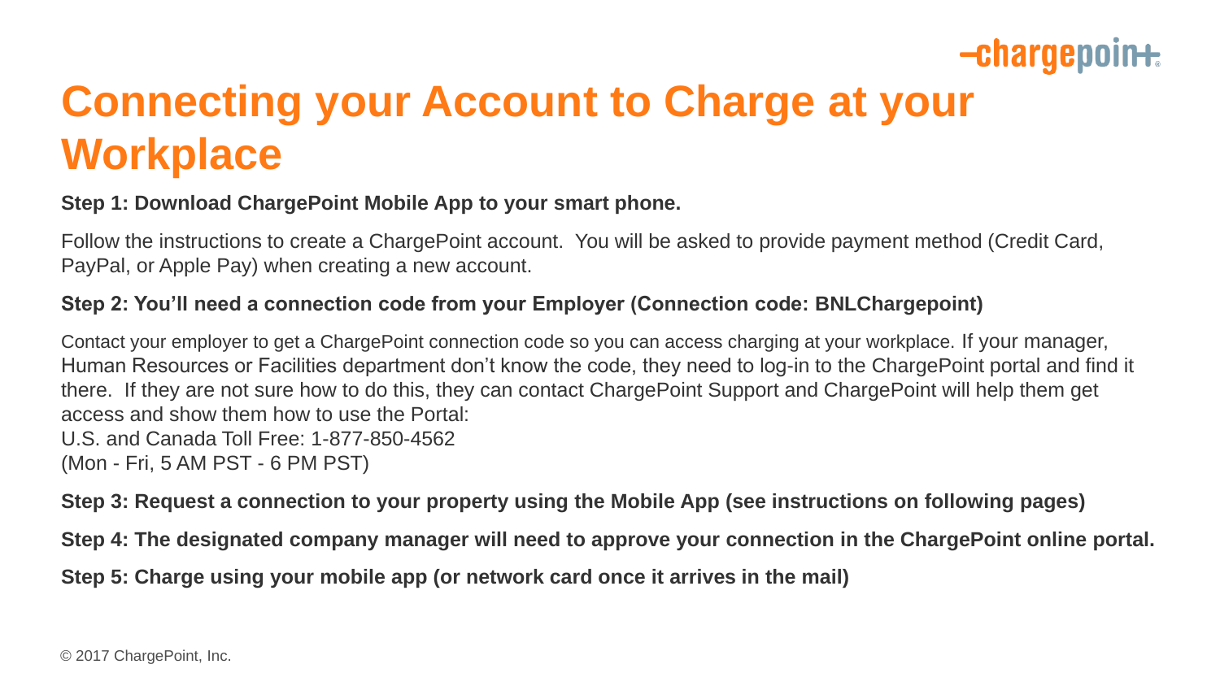# Connecting your Account to Charge at your Workplace

**Step 1: Download ChargePoint Mobile App to your smart phone.**

Follow the instructions to create a ChargePoint account. You will be asked to provide payment method (Credit Card, PayPal, or Apple Pay) when creating a new account.

**Step 2: You'll need a connection code from your Employer (Connection code: BNLChargepoint)**

Contact your employer to get a ChargePoint connection code so you can access charging at your workplace. If your manager, Human Resources or Facilities department don't know the code, they need to log-in to the ChargePoint portal and find it there. If they are not sure how to do this, they can contact ChargePoint Support and ChargePoint will help them get access and show them how to use the Portal:
U.S. and Canada Toll Free: 1-877-850-4562
(Mon - Fri, 5 AM PST - 6 PM PST)

**Step 3: Request a connection to your property using the Mobile App (see instructions on following pages)**

**Step 4: The designated company manager will need to approve your connection in the ChargePoint online portal.**

**Step 5: Charge using your mobile app (or network card once it arrives in the mail)**

© 2017 ChargePoint, Inc.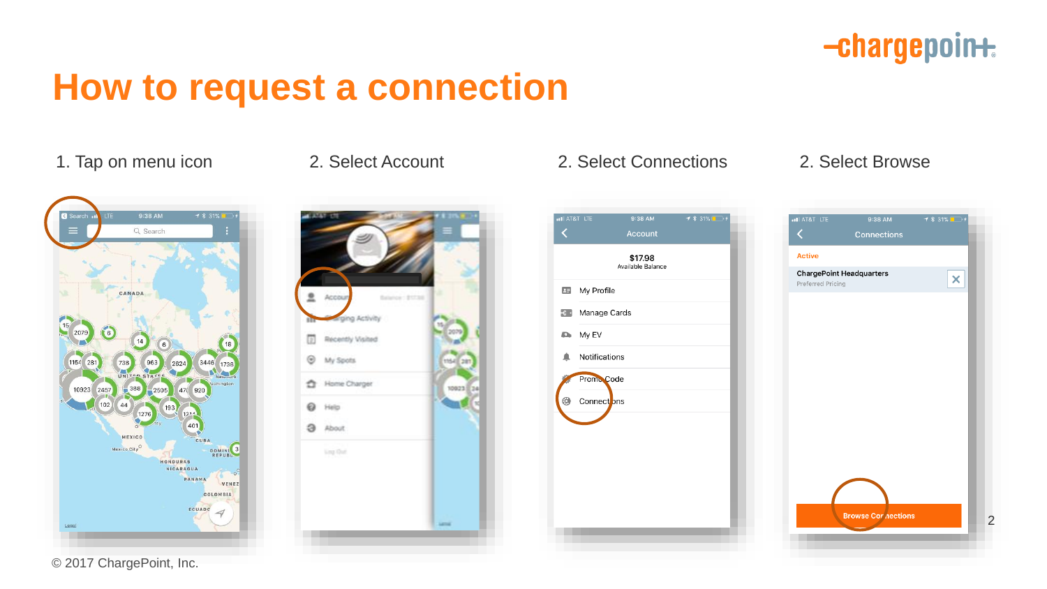# How to request a connection

1. Tap on menu icon

2. Select Account

2. Select Connections

2. Select Browse

© 2017 ChargePoint, Inc.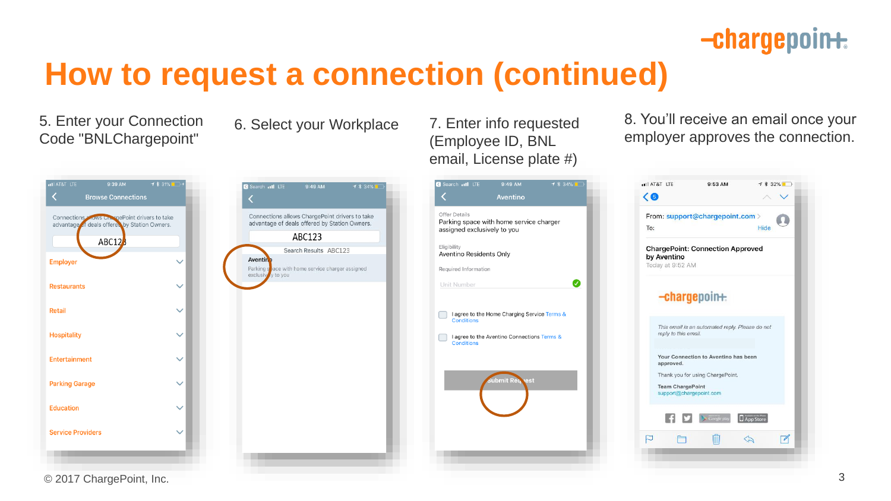# How to request a connection (continued)

5. Enter your Connection Code "BNLChargepoint"

6. Select your Workplace

7. Enter info requested (Employee ID, BNL email, License plate #)

8. You'll receive an email once your employer approves the connection.

© 2017 ChargePoint, Inc.